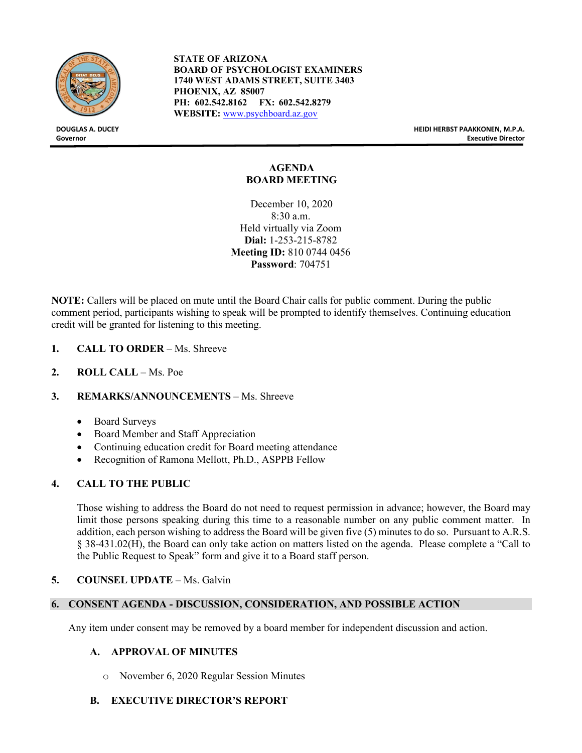**STATE OF ARIZONA**
**BOARD OF PSYCHOLOGIST EXAMINERS**
**1740 WEST ADAMS STREET, SUITE 3403**
**PHOENIX, AZ 85007**
**PH: 602.542.8162 FX: 602.542.8279**
**WEBSITE:** www.psychboard.az.gov

**DOUGLAS A. DUCEY**
**Governor**

**HEIDI HERBST PAAKKONEN, M.P.A.**
**Executive Director**

# AGENDA
# BOARD MEETING

December 10, 2020
8:30 a.m.
Held virtually via Zoom
**Dial:** 1-253-215-8782
**Meeting ID:** 810 0744 0456
**Password**: 704751

**NOTE:** Callers will be placed on mute until the Board Chair calls for public comment. During the public comment period, participants wishing to speak will be prompted to identify themselves. Continuing education credit will be granted for listening to this meeting.

1. **CALL TO ORDER** – Ms. Shreeve

2. **ROLL CALL** – Ms. Poe

3. **REMARKS/ANNOUNCEMENTS** – Ms. Shreeve

   - Board Surveys
   - Board Member and Staff Appreciation
   - Continuing education credit for Board meeting attendance
   - Recognition of Ramona Mellott, Ph.D., ASPPB Fellow

4. **CALL TO THE PUBLIC**

   Those wishing to address the Board do not need to request permission in advance; however, the Board may limit those persons speaking during this time to a reasonable number on any public comment matter. In addition, each person wishing to address the Board will be given five (5) minutes to do so. Pursuant to A.R.S. § 38-431.02(H), the Board can only take action on matters listed on the agenda. Please complete a "Call to the Public Request to Speak" form and give it to a Board staff person.

5. **COUNSEL UPDATE** – Ms. Galvin

## 6. CONSENT AGENDA - DISCUSSION, CONSIDERATION, AND POSSIBLE ACTION

Any item under consent may be removed by a board member for independent discussion and action.

### A. APPROVAL OF MINUTES

- November 6, 2020 Regular Session Minutes

### B. EXECUTIVE DIRECTOR'S REPORT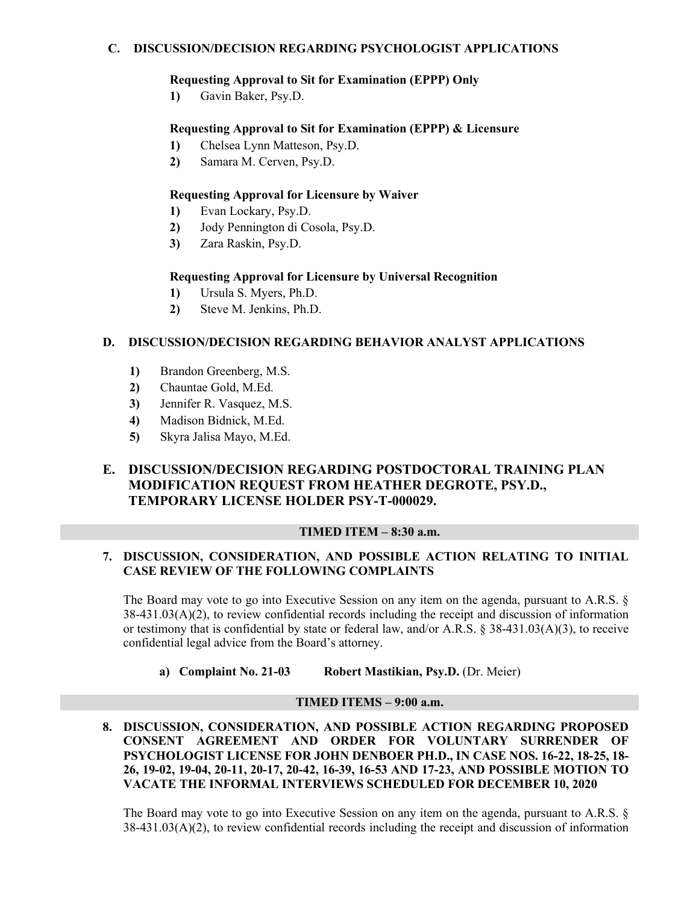**C. DISCUSSION/DECISION REGARDING PSYCHOLOGIST APPLICATIONS**

**Requesting Approval to Sit for Examination (EPPP) Only**

**1)** Gavin Baker, Psy.D.

**Requesting Approval to Sit for Examination (EPPP) & Licensure**

**1)** Chelsea Lynn Matteson, Psy.D.
**2)** Samara M. Cerven, Psy.D.

**Requesting Approval for Licensure by Waiver**

**1)** Evan Lockary, Psy.D.
**2)** Jody Pennington di Cosola, Psy.D.
**3)** Zara Raskin, Psy.D.

**Requesting Approval for Licensure by Universal Recognition**

**1)** Ursula S. Myers, Ph.D.
**2)** Steve M. Jenkins, Ph.D.

**D. DISCUSSION/DECISION REGARDING BEHAVIOR ANALYST APPLICATIONS**

**1)** Brandon Greenberg, M.S.
**2)** Chauntae Gold, M.Ed.
**3)** Jennifer R. Vasquez, M.S.
**4)** Madison Bidnick, M.Ed.
**5)** Skyra Jalisa Mayo, M.Ed.

**E. DISCUSSION/DECISION REGARDING POSTDOCTORAL TRAINING PLAN MODIFICATION REQUEST FROM HEATHER DEGROTE, PSY.D., TEMPORARY LICENSE HOLDER PSY-T-000029.**

**TIMED ITEM – 8:30 a.m.**

**7. DISCUSSION, CONSIDERATION, AND POSSIBLE ACTION RELATING TO INITIAL CASE REVIEW OF THE FOLLOWING COMPLAINTS**

The Board may vote to go into Executive Session on any item on the agenda, pursuant to A.R.S. § 38-431.03(A)(2), to review confidential records including the receipt and discussion of information or testimony that is confidential by state or federal law, and/or A.R.S. § 38-431.03(A)(3), to receive confidential legal advice from the Board's attorney.

**a) Complaint No. 21-03 Robert Mastikian, Psy.D.** (Dr. Meier)

**TIMED ITEMS – 9:00 a.m.**

**8. DISCUSSION, CONSIDERATION, AND POSSIBLE ACTION REGARDING PROPOSED CONSENT AGREEMENT AND ORDER FOR VOLUNTARY SURRENDER OF PSYCHOLOGIST LICENSE FOR JOHN DENBOER PH.D., IN CASE NOS. 16-22, 18-25, 18-26, 19-02, 19-04, 20-11, 20-17, 20-42, 16-39, 16-53 AND 17-23, AND POSSIBLE MOTION TO VACATE THE INFORMAL INTERVIEWS SCHEDULED FOR DECEMBER 10, 2020**

The Board may vote to go into Executive Session on any item on the agenda, pursuant to A.R.S. § 38-431.03(A)(2), to review confidential records including the receipt and discussion of information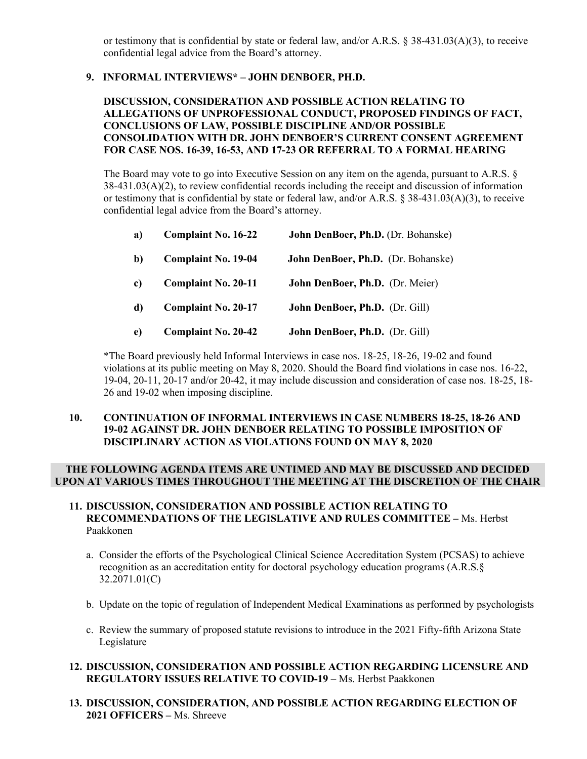or testimony that is confidential by state or federal law, and/or A.R.S. § 38-431.03(A)(3), to receive confidential legal advice from the Board's attorney.

**9. INFORMAL INTERVIEWS* – JOHN DENBOER, PH.D.**

**DISCUSSION, CONSIDERATION AND POSSIBLE ACTION RELATING TO ALLEGATIONS OF UNPROFESSIONAL CONDUCT, PROPOSED FINDINGS OF FACT, CONCLUSIONS OF LAW, POSSIBLE DISCIPLINE AND/OR POSSIBLE CONSOLIDATION WITH DR. JOHN DENBOER'S CURRENT CONSENT AGREEMENT FOR CASE NOS. 16-39, 16-53, AND 17-23 OR REFERRAL TO A FORMAL HEARING**

The Board may vote to go into Executive Session on any item on the agenda, pursuant to A.R.S. § 38-431.03(A)(2), to review confidential records including the receipt and discussion of information or testimony that is confidential by state or federal law, and/or A.R.S. § 38-431.03(A)(3), to receive confidential legal advice from the Board's attorney.

- **a) Complaint No. 16-22** **John DenBoer, Ph.D.** (Dr. Bohanske)
- **b) Complaint No. 19-04** **John DenBoer, Ph.D.** (Dr. Bohanske)
- **c) Complaint No. 20-11** **John DenBoer, Ph.D.** (Dr. Meier)
- **d) Complaint No. 20-17** **John DenBoer, Ph.D.** (Dr. Gill)
- **e) Complaint No. 20-42** **John DenBoer, Ph.D.** (Dr. Gill)

*The Board previously held Informal Interviews in case nos. 18-25, 18-26, 19-02 and found violations at its public meeting on May 8, 2020. Should the Board find violations in case nos. 16-22, 19-04, 20-11, 20-17 and/or 20-42, it may include discussion and consideration of case nos. 18-25, 18-26 and 19-02 when imposing discipline.

**10. CONTINUATION OF INFORMAL INTERVIEWS IN CASE NUMBERS 18-25, 18-26 AND 19-02 AGAINST DR. JOHN DENBOER RELATING TO POSSIBLE IMPOSITION OF DISCIPLINARY ACTION AS VIOLATIONS FOUND ON MAY 8, 2020**

**THE FOLLOWING AGENDA ITEMS ARE UNTIMED AND MAY BE DISCUSSED AND DECIDED UPON AT VARIOUS TIMES THROUGHOUT THE MEETING AT THE DISCRETION OF THE CHAIR**

**11. DISCUSSION, CONSIDERATION AND POSSIBLE ACTION RELATING TO RECOMMENDATIONS OF THE LEGISLATIVE AND RULES COMMITTEE –** Ms. Herbst Paakkonen

a. Consider the efforts of the Psychological Clinical Science Accreditation System (PCSAS) to achieve recognition as an accreditation entity for doctoral psychology education programs (A.R.S.§ 32.2071.01(C)

b. Update on the topic of regulation of Independent Medical Examinations as performed by psychologists

c. Review the summary of proposed statute revisions to introduce in the 2021 Fifty-fifth Arizona State Legislature

**12. DISCUSSION, CONSIDERATION AND POSSIBLE ACTION REGARDING LICENSURE AND REGULATORY ISSUES RELATIVE TO COVID-19 –** Ms. Herbst Paakkonen

**13. DISCUSSION, CONSIDERATION, AND POSSIBLE ACTION REGARDING ELECTION OF 2021 OFFICERS –** Ms. Shreeve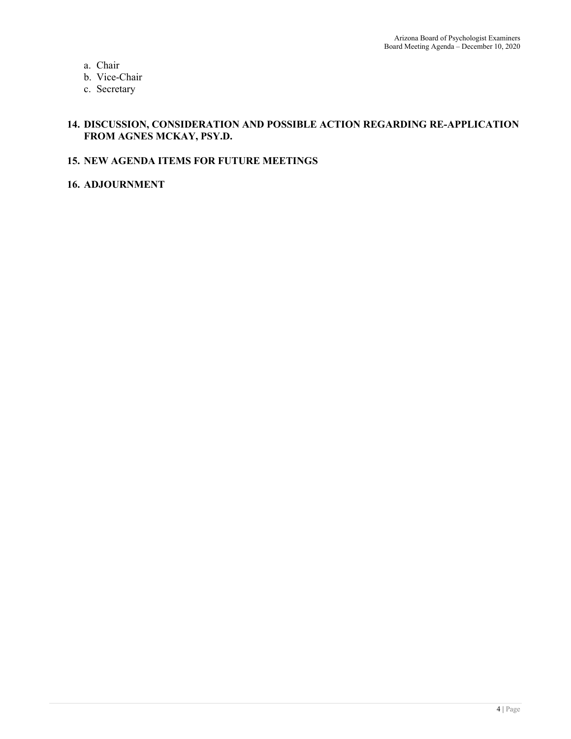a. Chair
b. Vice-Chair
c. Secretary

**14. DISCUSSION, CONSIDERATION AND POSSIBLE ACTION REGARDING RE-APPLICATION FROM AGNES MCKAY, PSY.D.**

**15. NEW AGENDA ITEMS FOR FUTURE MEETINGS**

**16. ADJOURNMENT**